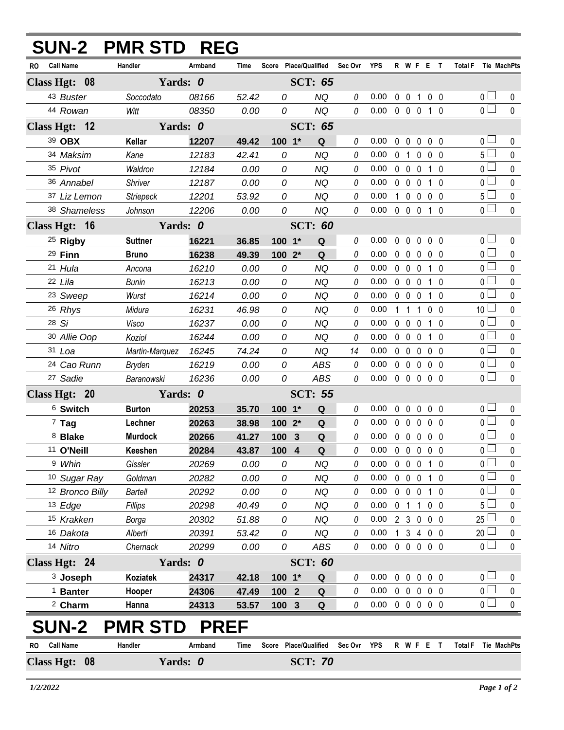# SUN-2 PMR STD REG

| RO | Call Name | Handler | Armband | Time | Score | Place/Qualified | Sec Ovr | YPS | R | W | F | E | T | Total F | Tie | MachPts |
|---|---|---|---|---|---|---|---|---|---|---|---|---|---|---|---|---|
| **Class Hgt: 08** | | **Yards: 0** | | | | **SCT: 65** | | | | | | | | | | |
| 43 | Buster | Soccodato | 08166 | 52.42 | 0 | NQ | 0 | 0.00 | 0 | 0 | 1 | 0 | 0 | 0 | ☐ | 0 |
| 44 | Rowan | Witt | 08350 | 0.00 | 0 | NQ | 0 | 0.00 | 0 | 0 | 0 | 1 | 0 | 0 | ☐ | 0 |
| **Class Hgt: 12** | | **Yards: 0** | | | | **SCT: 65** | | | | | | | | | | |
| 39 | **OBX** | **Kellar** | **12207** | **49.42** | **100** | **1* Q** | 0 | 0.00 | 0 | 0 | 0 | 0 | 0 | 0 | ☐ | 0 |
| 34 | Maksim | Kane | 12183 | 42.41 | 0 | NQ | 0 | 0.00 | 0 | 1 | 0 | 0 | 0 | 5 | ☐ | 0 |
| 35 | Pivot | Waldron | 12184 | 0.00 | 0 | NQ | 0 | 0.00 | 0 | 0 | 0 | 1 | 0 | 0 | ☐ | 0 |
| 36 | Annabel | Shriver | 12187 | 0.00 | 0 | NQ | 0 | 0.00 | 0 | 0 | 0 | 1 | 0 | 0 | ☐ | 0 |
| 37 | Liz Lemon | Striepeck | 12201 | 53.92 | 0 | NQ | 0 | 0.00 | 1 | 0 | 0 | 0 | 0 | 5 | ☐ | 0 |
| 38 | Shameless | Johnson | 12206 | 0.00 | 0 | NQ | 0 | 0.00 | 0 | 0 | 0 | 1 | 0 | 0 | ☐ | 0 |
| **Class Hgt: 16** | | **Yards: 0** | | | | **SCT: 60** | | | | | | | | | | |
| 25 | **Rigby** | **Suttner** | **16221** | **36.85** | **100** | **1* Q** | 0 | 0.00 | 0 | 0 | 0 | 0 | 0 | 0 | ☐ | 0 |
| 29 | **Finn** | **Bruno** | **16238** | **49.39** | **100** | **2* Q** | 0 | 0.00 | 0 | 0 | 0 | 0 | 0 | 0 | ☐ | 0 |
| 21 | Hula | Ancona | 16210 | 0.00 | 0 | NQ | 0 | 0.00 | 0 | 0 | 0 | 1 | 0 | 0 | ☐ | 0 |
| 22 | Lila | Bunin | 16213 | 0.00 | 0 | NQ | 0 | 0.00 | 0 | 0 | 0 | 1 | 0 | 0 | ☐ | 0 |
| 23 | Sweep | Wurst | 16214 | 0.00 | 0 | NQ | 0 | 0.00 | 0 | 0 | 0 | 1 | 0 | 0 | ☐ | 0 |
| 26 | Rhys | Midura | 16231 | 46.98 | 0 | NQ | 0 | 0.00 | 1 | 1 | 1 | 0 | 0 | 10 | ☐ | 0 |
| 28 | Si | Visco | 16237 | 0.00 | 0 | NQ | 0 | 0.00 | 0 | 0 | 0 | 1 | 0 | 0 | ☐ | 0 |
| 30 | Allie Oop | Koziol | 16244 | 0.00 | 0 | NQ | 0 | 0.00 | 0 | 0 | 0 | 1 | 0 | 0 | ☐ | 0 |
| 31 | Loa | Martin-Marquez | 16245 | 74.24 | 0 | NQ | 14 | 0.00 | 0 | 0 | 0 | 0 | 0 | 0 | ☐ | 0 |
| 24 | Cao Runn | Bryden | 16219 | 0.00 | 0 | ABS | 0 | 0.00 | 0 | 0 | 0 | 0 | 0 | 0 | ☐ | 0 |
| 27 | Sadie | Baranowski | 16236 | 0.00 | 0 | ABS | 0 | 0.00 | 0 | 0 | 0 | 0 | 0 | 0 | ☐ | 0 |
| **Class Hgt: 20** | | **Yards: 0** | | | | **SCT: 55** | | | | | | | | | | |
| 6 | **Switch** | **Burton** | **20253** | **35.70** | **100** | **1* Q** | 0 | 0.00 | 0 | 0 | 0 | 0 | 0 | 0 | ☐ | 0 |
| 7 | **Tag** | **Lechner** | **20263** | **38.98** | **100** | **2* Q** | 0 | 0.00 | 0 | 0 | 0 | 0 | 0 | 0 | ☐ | 0 |
| 8 | **Blake** | **Murdock** | **20266** | **41.27** | **100** | **3 Q** | 0 | 0.00 | 0 | 0 | 0 | 0 | 0 | 0 | ☐ | 0 |
| 11 | **O'Neill** | **Keeshen** | **20284** | **43.87** | **100** | **4 Q** | 0 | 0.00 | 0 | 0 | 0 | 0 | 0 | 0 | ☐ | 0 |
| 9 | Whin | Gissler | 20269 | 0.00 | 0 | NQ | 0 | 0.00 | 0 | 0 | 0 | 1 | 0 | 0 | ☐ | 0 |
| 10 | Sugar Ray | Goldman | 20282 | 0.00 | 0 | NQ | 0 | 0.00 | 0 | 0 | 0 | 1 | 0 | 0 | ☐ | 0 |
| 12 | Bronco Billy | Bartell | 20292 | 0.00 | 0 | NQ | 0 | 0.00 | 0 | 0 | 0 | 1 | 0 | 0 | ☐ | 0 |
| 13 | Edge | Fillips | 20298 | 40.49 | 0 | NQ | 0 | 0.00 | 0 | 1 | 1 | 0 | 0 | 5 | ☐ | 0 |
| 15 | Krakken | Borga | 20302 | 51.88 | 0 | NQ | 0 | 0.00 | 2 | 3 | 0 | 0 | 0 | 25 | ☐ | 0 |
| 16 | Dakota | Alberti | 20391 | 53.42 | 0 | NQ | 0 | 0.00 | 1 | 3 | 4 | 0 | 0 | 20 | ☐ | 0 |
| 14 | Nitro | Chernack | 20299 | 0.00 | 0 | ABS | 0 | 0.00 | 0 | 0 | 0 | 0 | 0 | 0 | ☐ | 0 |
| **Class Hgt: 24** | | **Yards: 0** | | | | **SCT: 60** | | | | | | | | | | |
| 3 | **Joseph** | **Koziatek** | **24317** | **42.18** | **100** | **1* Q** | 0 | 0.00 | 0 | 0 | 0 | 0 | 0 | 0 | ☐ | 0 |
| 1 | **Banter** | **Hooper** | **24306** | **47.49** | **100** | **2 Q** | 0 | 0.00 | 0 | 0 | 0 | 0 | 0 | 0 | ☐ | 0 |
| 2 | **Charm** | **Hanna** | **24313** | **53.57** | **100** | **3 Q** | 0 | 0.00 | 0 | 0 | 0 | 0 | 0 | 0 | ☐ | 0 |

# SUN-2 PMR STD PREF

| RO | Call Name | Handler | Armband | Time | Score | Place/Qualified | Sec Ovr | YPS | R | W | F | E | T | Total F | Tie | MachPts |
|---|---|---|---|---|---|---|---|---|---|---|---|---|---|---|---|---|
| **Class Hgt: 08** | | **Yards: 0** | | | | **SCT: 70** | | | | | | | | | | |

*1/2/2022*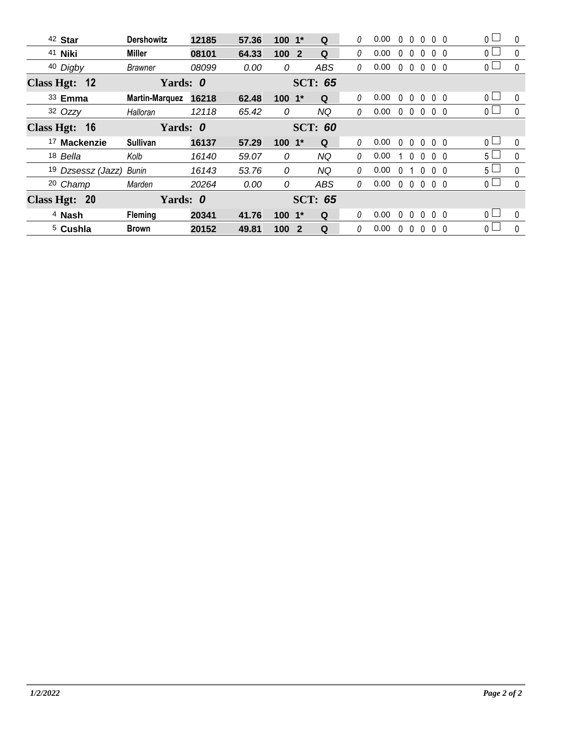| | | | | | | | | | | | | | | | | |
|---|---|---|---|---|---|---|---|---|---|---|---|---|---|---|---|---|
| 42 **Star** | **Dershowitz** | **12185** | **57.36** | **100** | **1*** | **Q** | *0* | 0.00 | 0 | 0 | 0 | 0 | 0 | 0 | ☐ | 0 |
| 41 **Niki** | **Miller** | **08101** | **64.33** | **100** | **2** | **Q** | *0* | 0.00 | 0 | 0 | 0 | 0 | 0 | 0 | ☐ | 0 |
| 40 *Digby* | *Brawner* | *08099* | *0.00* | *0* | | *ABS* | *0* | 0.00 | 0 | 0 | 0 | 0 | 0 | 0 | ☐ | 0 |
| **Class Hgt: 12** | **Yards: *0*** | | | | | **SCT: *65*** | | | | | | | | | | |
| 33 **Emma** | **Martin-Marquez** | **16218** | **62.48** | **100** | **1*** | **Q** | *0* | 0.00 | 0 | 0 | 0 | 0 | 0 | 0 | ☐ | 0 |
| 32 *Ozzy* | *Halloran* | *12118* | *65.42* | *0* | | *NQ* | *0* | 0.00 | 0 | 0 | 0 | 0 | 0 | 0 | ☐ | 0 |
| **Class Hgt: 16** | **Yards: *0*** | | | | | **SCT: *60*** | | | | | | | | | | |
| 17 **Mackenzie** | **Sullivan** | **16137** | **57.29** | **100** | **1*** | **Q** | *0* | 0.00 | 0 | 0 | 0 | 0 | 0 | 0 | ☐ | 0 |
| 18 *Bella* | *Kolb* | *16140* | *59.07* | *0* | | *NQ* | *0* | 0.00 | 1 | 0 | 0 | 0 | 0 | 5 | ☐ | 0 |
| 19 *Dzsessz (Jazz)* | *Bunin* | *16143* | *53.76* | *0* | | *NQ* | *0* | 0.00 | 0 | 1 | 0 | 0 | 0 | 5 | ☐ | 0 |
| 20 *Champ* | *Marden* | *20264* | *0.00* | *0* | | *ABS* | *0* | 0.00 | 0 | 0 | 0 | 0 | 0 | 0 | ☐ | 0 |
| **Class Hgt: 20** | **Yards: *0*** | | | | | **SCT: *65*** | | | | | | | | | | |
| 4 **Nash** | **Fleming** | **20341** | **41.76** | **100** | **1*** | **Q** | *0* | 0.00 | 0 | 0 | 0 | 0 | 0 | 0 | ☐ | 0 |
| 5 **Cushla** | **Brown** | **20152** | **49.81** | **100** | **2** | **Q** | *0* | 0.00 | 0 | 0 | 0 | 0 | 0 | 0 | ☐ | 0 |

*1/2/2022*